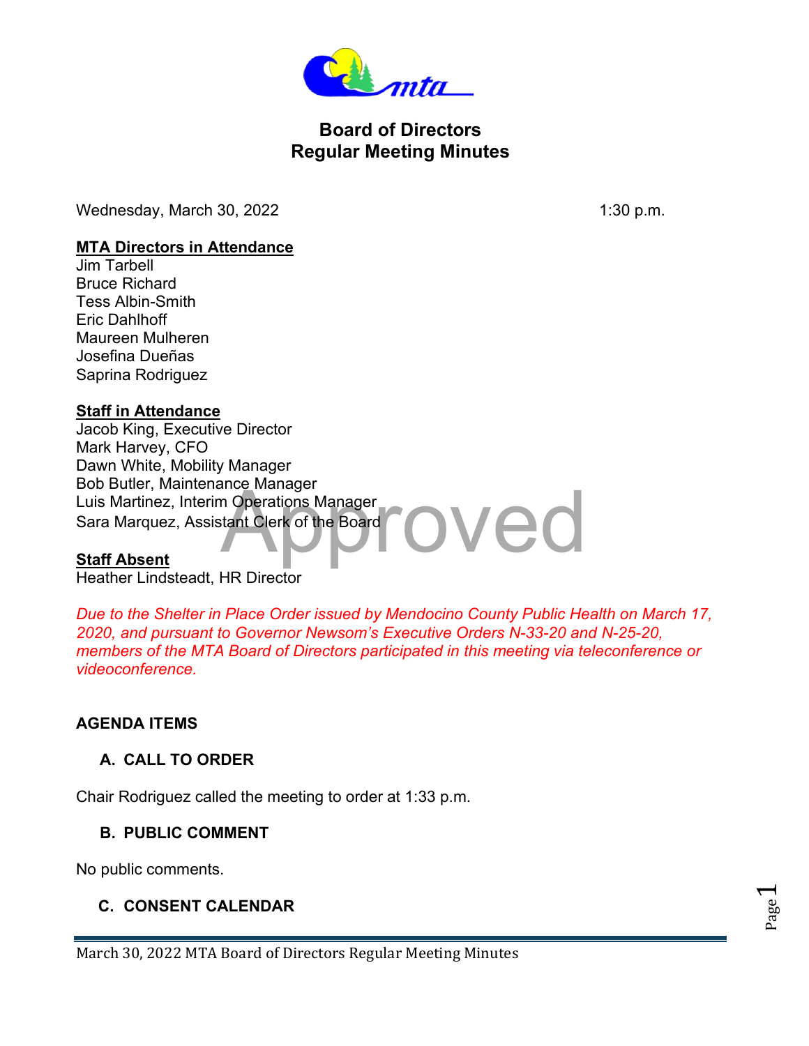# Board of Directors
# Regular Meeting Minutes

Wednesday, March 30, 2022 1:30 p.m.

**MTA Directors in Attendance**

Jim Tarbell
Bruce Richard
Tess Albin-Smith
Eric Dahlhoff
Maureen Mulheren
Josefina Dueñas
Saprina Rodriguez

**Staff in Attendance**

Jacob King, Executive Director
Mark Harvey, CFO
Dawn White, Mobility Manager
Bob Butler, Maintenance Manager
Luis Martinez, Interim Operations Manager
Sara Marquez, Assistant Clerk of the Board

**Staff Absent**

Heather Lindsteadt, HR Director

*Due to the Shelter in Place Order issued by Mendocino County Public Health on March 17, 2020, and pursuant to Governor Newsom's Executive Orders N-33-20 and N-25-20, members of the MTA Board of Directors participated in this meeting via teleconference or videoconference.*

## AGENDA ITEMS

### A. CALL TO ORDER

Chair Rodriguez called the meeting to order at 1:33 p.m.

### B. PUBLIC COMMENT

No public comments.

### C. CONSENT CALENDAR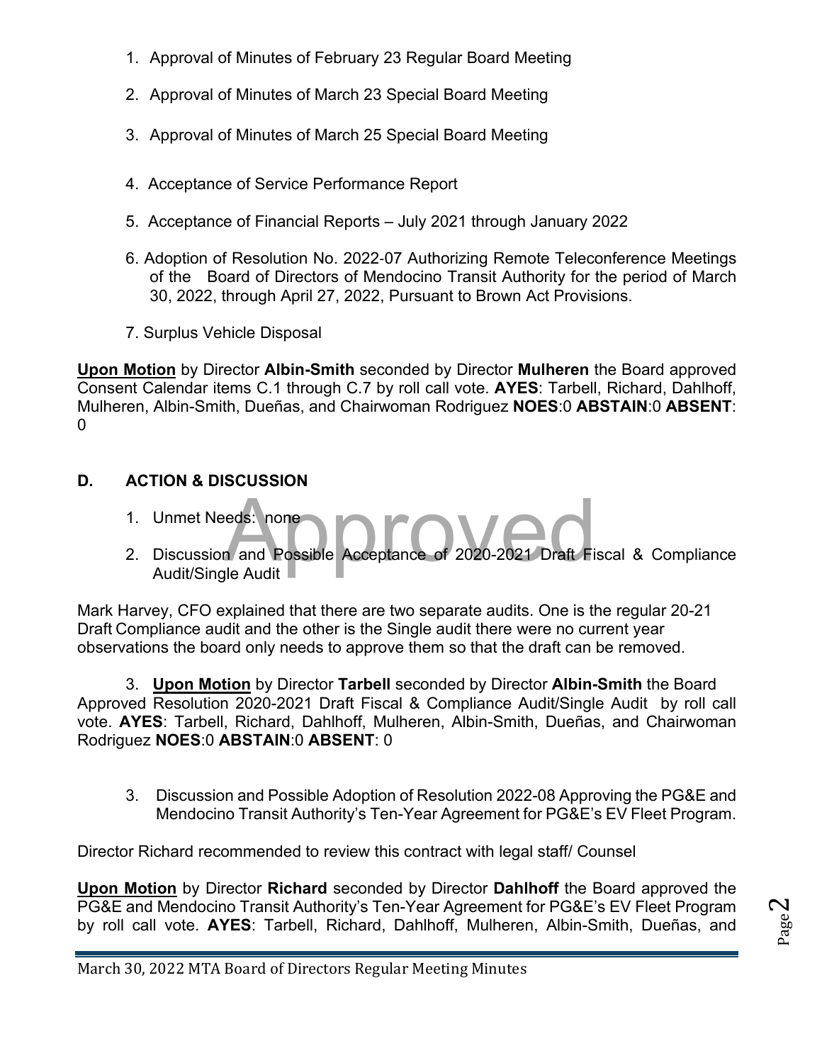1. Approval of Minutes of February 23 Regular Board Meeting

2. Approval of Minutes of March 23 Special Board Meeting

3. Approval of Minutes of March 25 Special Board Meeting

4. Acceptance of Service Performance Report

5. Acceptance of Financial Reports – July 2021 through January 2022

6. Adoption of Resolution No. 2022-07 Authorizing Remote Teleconference Meetings of the Board of Directors of Mendocino Transit Authority for the period of March 30, 2022, through April 27, 2022, Pursuant to Brown Act Provisions.

7. Surplus Vehicle Disposal

**Upon Motion** by Director **Albin-Smith** seconded by Director **Mulheren** the Board approved Consent Calendar items C.1 through C.7 by roll call vote. **AYES**: Tarbell, Richard, Dahlhoff, Mulheren, Albin-Smith, Dueñas, and Chairwoman Rodriguez **NOES**:0 **ABSTAIN**:0 **ABSENT**: 0

## D. ACTION & DISCUSSION

1. Unmet Needs: none
2. Discussion and Possible Acceptance of 2020-2021 Draft Fiscal & Compliance Audit/Single Audit

Mark Harvey, CFO explained that there are two separate audits. One is the regular 20-21 Draft Compliance audit and the other is the Single audit there were no current year observations the board only needs to approve them so that the draft can be removed.

3. **Upon Motion** by Director **Tarbell** seconded by Director **Albin-Smith** the Board Approved Resolution 2020-2021 Draft Fiscal & Compliance Audit/Single Audit by roll call vote. **AYES**: Tarbell, Richard, Dahlhoff, Mulheren, Albin-Smith, Dueñas, and Chairwoman Rodriguez **NOES**:0 **ABSTAIN**:0 **ABSENT**: 0

3. Discussion and Possible Adoption of Resolution 2022-08 Approving the PG&E and Mendocino Transit Authority's Ten-Year Agreement for PG&E's EV Fleet Program.

Director Richard recommended to review this contract with legal staff/ Counsel

**Upon Motion** by Director **Richard** seconded by Director **Dahlhoff** the Board approved the PG&E and Mendocino Transit Authority's Ten-Year Agreement for PG&E's EV Fleet Program by roll call vote. **AYES**: Tarbell, Richard, Dahlhoff, Mulheren, Albin-Smith, Dueñas, and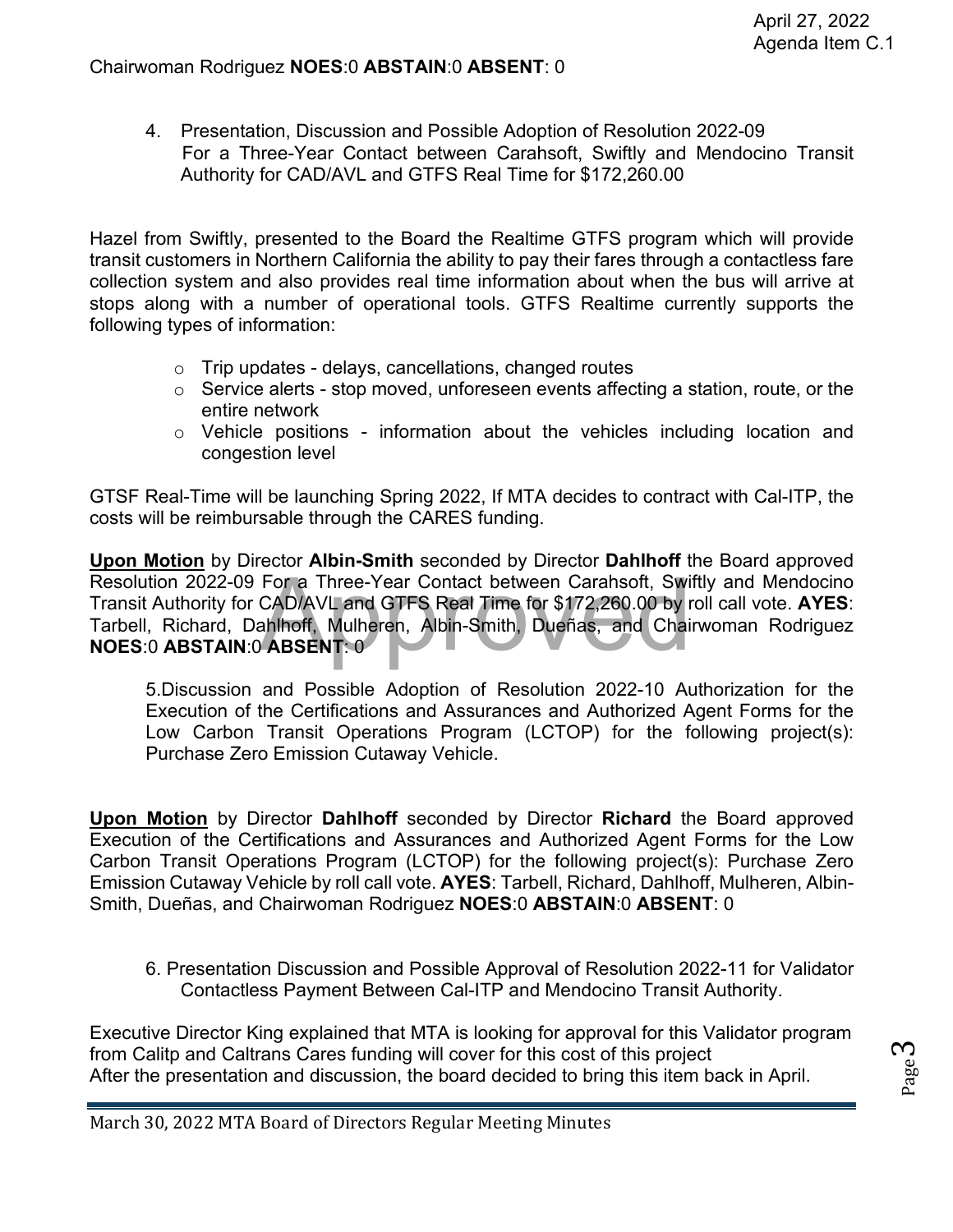Chairwoman Rodriguez **NOES**:0 **ABSTAIN**:0 **ABSENT**: 0

4. Presentation, Discussion and Possible Adoption of Resolution 2022-09 For a Three-Year Contact between Carahsoft, Swiftly and Mendocino Transit Authority for CAD/AVL and GTFS Real Time for $172,260.00

Hazel from Swiftly, presented to the Board the Realtime GTFS program which will provide transit customers in Northern California the ability to pay their fares through a contactless fare collection system and also provides real time information about when the bus will arrive at stops along with a number of operational tools. GTFS Realtime currently supports the following types of information:

- Trip updates - delays, cancellations, changed routes
- Service alerts - stop moved, unforeseen events affecting a station, route, or the entire network
- Vehicle positions - information about the vehicles including location and congestion level

GTSF Real-Time will be launching Spring 2022, If MTA decides to contract with Cal-ITP, the costs will be reimbursable through the CARES funding.

**Upon Motion** by Director **Albin-Smith** seconded by Director **Dahlhoff** the Board approved Resolution 2022-09 For a Three-Year Contact between Carahsoft, Swiftly and Mendocino Transit Authority for CAD/AVL and GTFS Real Time for $172,260.00 by roll call vote. **AYES**: Tarbell, Richard, Dahlhoff, Mulheren, Albin-Smith, Dueñas, and Chairwoman Rodriguez **NOES**:0 **ABSTAIN**:0 **ABSENT**: 0

5. Discussion and Possible Adoption of Resolution 2022-10 Authorization for the Execution of the Certifications and Assurances and Authorized Agent Forms for the Low Carbon Transit Operations Program (LCTOP) for the following project(s): Purchase Zero Emission Cutaway Vehicle.

**Upon Motion** by Director **Dahlhoff** seconded by Director **Richard** the Board approved Execution of the Certifications and Assurances and Authorized Agent Forms for the Low Carbon Transit Operations Program (LCTOP) for the following project(s): Purchase Zero Emission Cutaway Vehicle by roll call vote. **AYES**: Tarbell, Richard, Dahlhoff, Mulheren, Albin-Smith, Dueñas, and Chairwoman Rodriguez **NOES**:0 **ABSTAIN**:0 **ABSENT**: 0

6. Presentation Discussion and Possible Approval of Resolution 2022-11 for Validator Contactless Payment Between Cal-ITP and Mendocino Transit Authority.

Executive Director King explained that MTA is looking for approval for this Validator program from Calitp and Caltrans Cares funding will cover for this cost of this project
After the presentation and discussion, the board decided to bring this item back in April.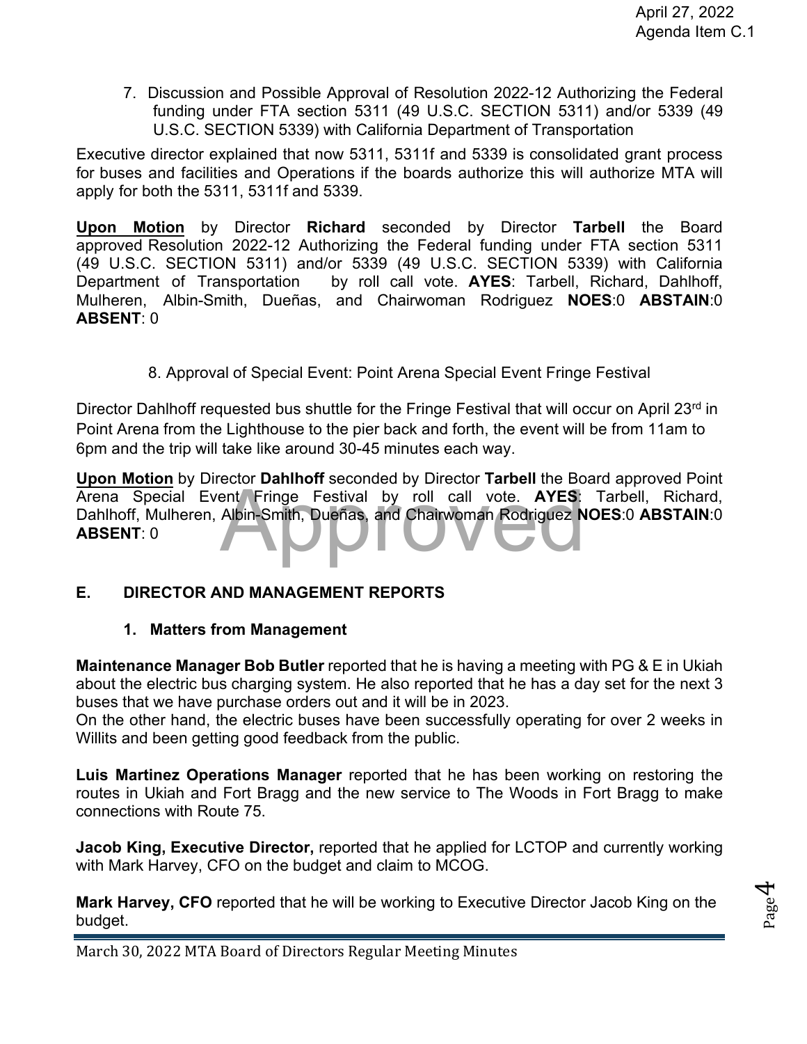7. Discussion and Possible Approval of Resolution 2022-12 Authorizing the Federal funding under FTA section 5311 (49 U.S.C. SECTION 5311) and/or 5339 (49 U.S.C. SECTION 5339) with California Department of Transportation

Executive director explained that now 5311, 5311f and 5339 is consolidated grant process for buses and facilities and Operations if the boards authorize this will authorize MTA will apply for both the 5311, 5311f and 5339.

**Upon Motion** by Director **Richard** seconded by Director **Tarbell** the Board approved Resolution 2022-12 Authorizing the Federal funding under FTA section 5311 (49 U.S.C. SECTION 5311) and/or 5339 (49 U.S.C. SECTION 5339) with California Department of Transportation by roll call vote. **AYES**: Tarbell, Richard, Dahlhoff, Mulheren, Albin-Smith, Dueñas, and Chairwoman Rodriguez **NOES**:0 **ABSTAIN**:0 **ABSENT**: 0

8. Approval of Special Event: Point Arena Special Event Fringe Festival

Director Dahlhoff requested bus shuttle for the Fringe Festival that will occur on April 23rd in Point Arena from the Lighthouse to the pier back and forth, the event will be from 11am to 6pm and the trip will take like around 30-45 minutes each way.

**Upon Motion** by Director **Dahlhoff** seconded by Director **Tarbell** the Board approved Point Arena Special Event Fringe Festival by roll call vote. **AYES**: Tarbell, Richard, Dahlhoff, Mulheren, Albin-Smith, Dueñas, and Chairwoman Rodriguez **NOES**:0 **ABSTAIN**:0 **ABSENT**: 0

## E. DIRECTOR AND MANAGEMENT REPORTS

### 1. Matters from Management

**Maintenance Manager Bob Butler** reported that he is having a meeting with PG & E in Ukiah about the electric bus charging system. He also reported that he has a day set for the next 3 buses that we have purchase orders out and it will be in 2023.
On the other hand, the electric buses have been successfully operating for over 2 weeks in Willits and been getting good feedback from the public.

**Luis Martinez Operations Manager** reported that he has been working on restoring the routes in Ukiah and Fort Bragg and the new service to The Woods in Fort Bragg to make connections with Route 75.

**Jacob King, Executive Director,** reported that he applied for LCTOP and currently working with Mark Harvey, CFO on the budget and claim to MCOG.

**Mark Harvey, CFO** reported that he will be working to Executive Director Jacob King on the budget.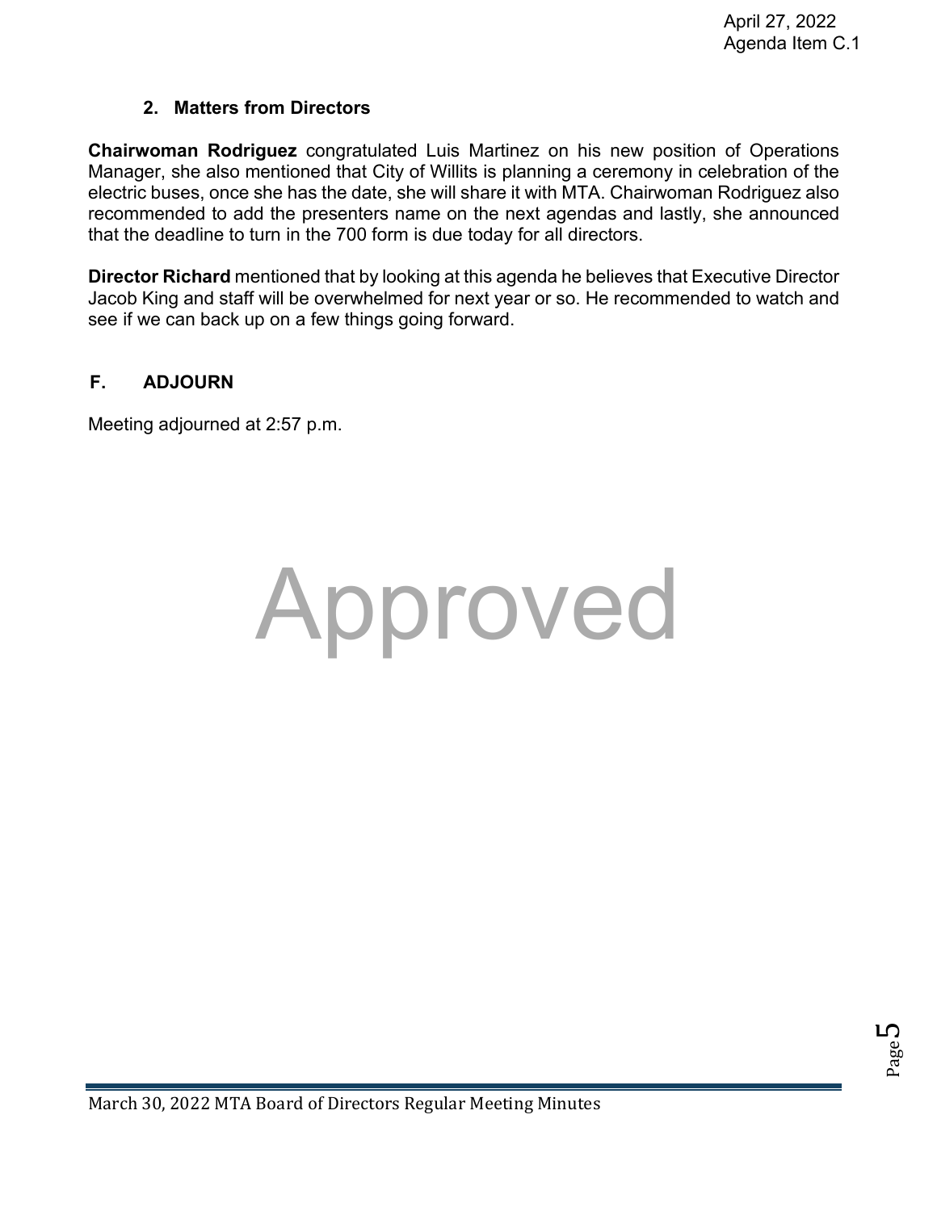### 2. Matters from Directors

**Chairwoman Rodriguez** congratulated Luis Martinez on his new position of Operations Manager, she also mentioned that City of Willits is planning a ceremony in celebration of the electric buses, once she has the date, she will share it with MTA. Chairwoman Rodriguez also recommended to add the presenters name on the next agendas and lastly, she announced that the deadline to turn in the 700 form is due today for all directors.

**Director Richard** mentioned that by looking at this agenda he believes that Executive Director Jacob King and staff will be overwhelmed for next year or so. He recommended to watch and see if we can back up on a few things going forward.

## F. ADJOURN

Meeting adjourned at 2:57 p.m.

Approved